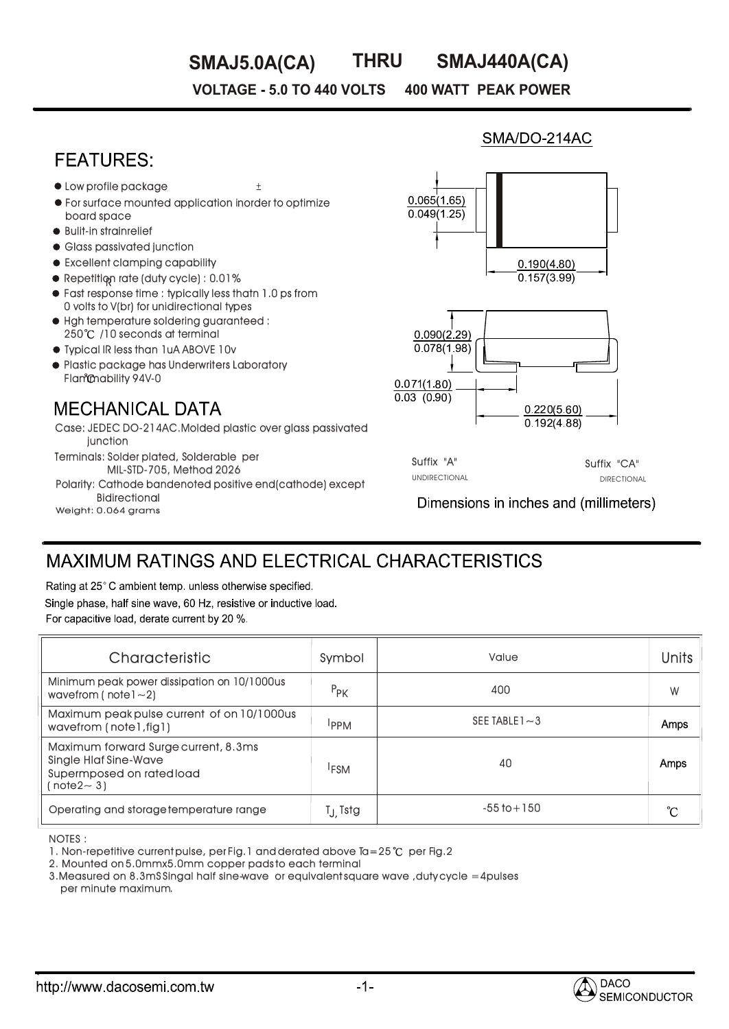# SMAJ5.0A(CA) THRU SMAJ440A(CA)

**VOLTAGE - 5.0 TO 440 VOLTS 400 WATT PEAK POWER**

SMA/DO-214AC

## FEATURES:

- Low profile package
- For surface mounted application inorder to optimize board space
- Bulit-in strainrelief
- Glass passivated junction
- Excellent clamping capability
- Repetition rate (duty cycle) : 0.01%
- Fast response time : typically less thatn 1.0 ps from 0 volts to V(br) for unidirectional types
- Hgh temperature soldering guaranteed : 250℃ /10 seconds at terminal
- Typical IR less than 1uA ABOVE 10v
- Plastic package has Underwriters Laboratory Flammability 94V-0

0.065(1.65)
0.049(1.25)

0.190(4.80)
0.157(3.99)

0.090(2.29)
0.078(1.98)

0.071(1.80)
0.03 (0.90)

0.220(5.60)
0.192(4.88)

Suffix "A" UNIDIRECTIONAL

Suffix "CA" DIRECTIONAL

Dimensions in inches and (millimeters)

## MECHANICAL DATA

Case: JEDEC DO-214AC.Molded plastic over glass passivated junction

Terminals: Solder plated, Solderable per MIL-STD-705, Method 2026

Polarity: Cathode bandenoted positive end(cathode) except Bidirectional

Weight: 0.064 grams

## MAXIMUM RATINGS AND ELECTRICAL CHARACTERISTICS

Rating at 25° C ambient temp. unless otherwise specified.

Single phase, half sine wave, 60 Hz, resistive or inductive load.

For capacitive load, derate current by 20 %.

| Characteristic | Symbol | Value | Units |
|---|---|---|---|
| Minimum peak power dissipation on 10/1000us wavefrom ( note1~2) | $P_{PK}$ | 400 | W |
| Maximum peak pulse current of on 10/1000us wavefrom ( note1,fig1) | $I_{PPM}$ | SEE TABLE1~3 | Amps |
| Maximum forward Surge current, 8.3ms Single Hlaf Sine-Wave Supermposed on rated load ( note2~ 3) | $I_{FSM}$ | 40 | Amps |
| Operating and storage temperature range | $T_J$, Tstg | -55 to+150 | ℃ |

NOTES :

1. Non-repetitive current pulse, per Fig.1 and derated above Ta=25℃ per Fig.2
2. Mounted on 5.0mmx5.0mm copper pads to each terminal
3. Measured on 8.3mS Singal half sine-wave or equivalent square wave ,duty cycle =4pulses per minute maximum.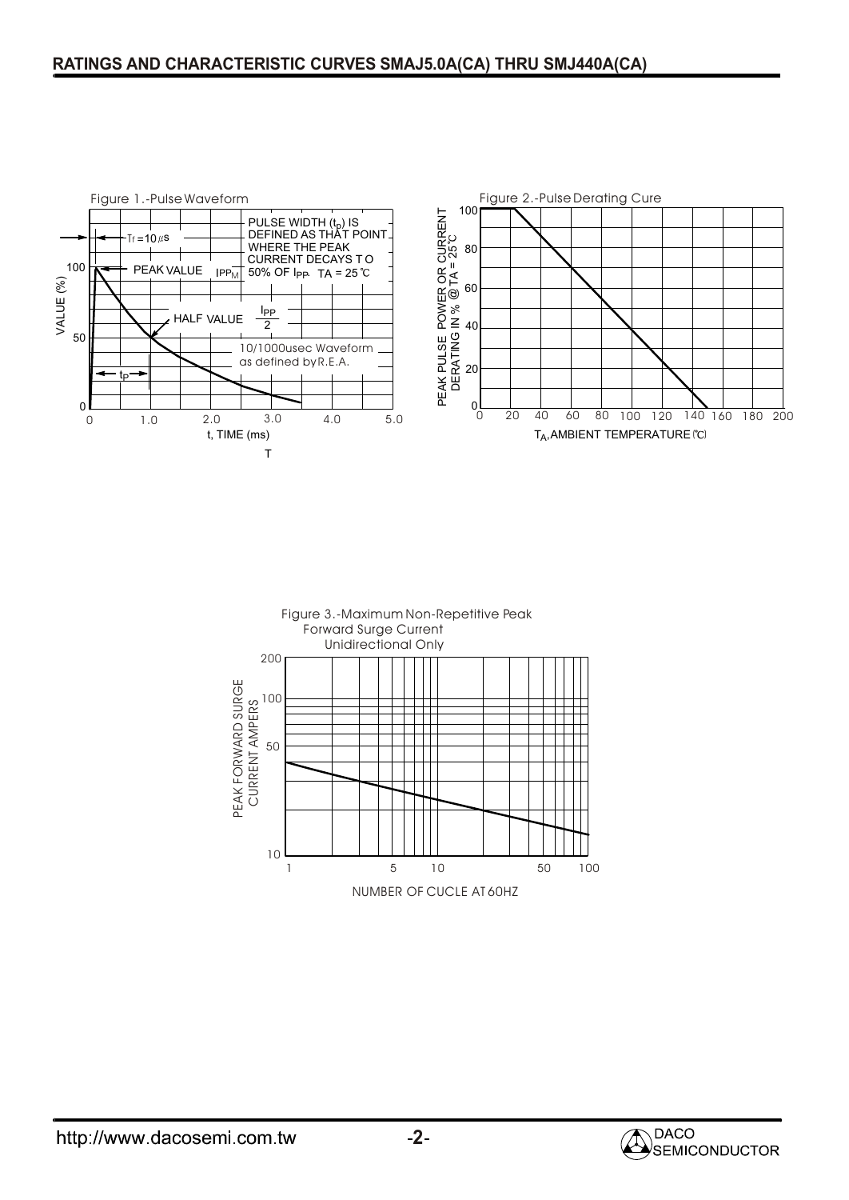## RATINGS AND CHARACTERISTIC CURVES SMAJ5.0A(CA) THRU SMJ440A(CA)

Figure 1.-Pulse Waveform

$T_r = 10\,\mu s$

PEAK VALUE $I_{PPM}$

PULSE WIDTH ($t_p$) IS DEFINED AS THAT POINT WHERE THE PEAK CURRENT DECAYS TO 50% OF $I_{PP}$. TA = 25℃

HALF VALUE $\frac{I_{PP}}{2}$

10/1000usec Waveform as defined by R.E.A.

$t_P$

VALUE (%)

t, TIME (ms)

Figure 2.-Pulse Derating Cure

PEAK PULSE POWER OR CURRENT DERATING IN % @ TA = 25℃

$T_A$, AMBIENT TEMPERATURE (℃)

Figure 3.-Maximum Non-Repetitive Peak Forward Surge Current Unidirectional Only

PEAK FORWARD SURGE CURRENT AMPERS

NUMBER OF CUCLE AT 60HZ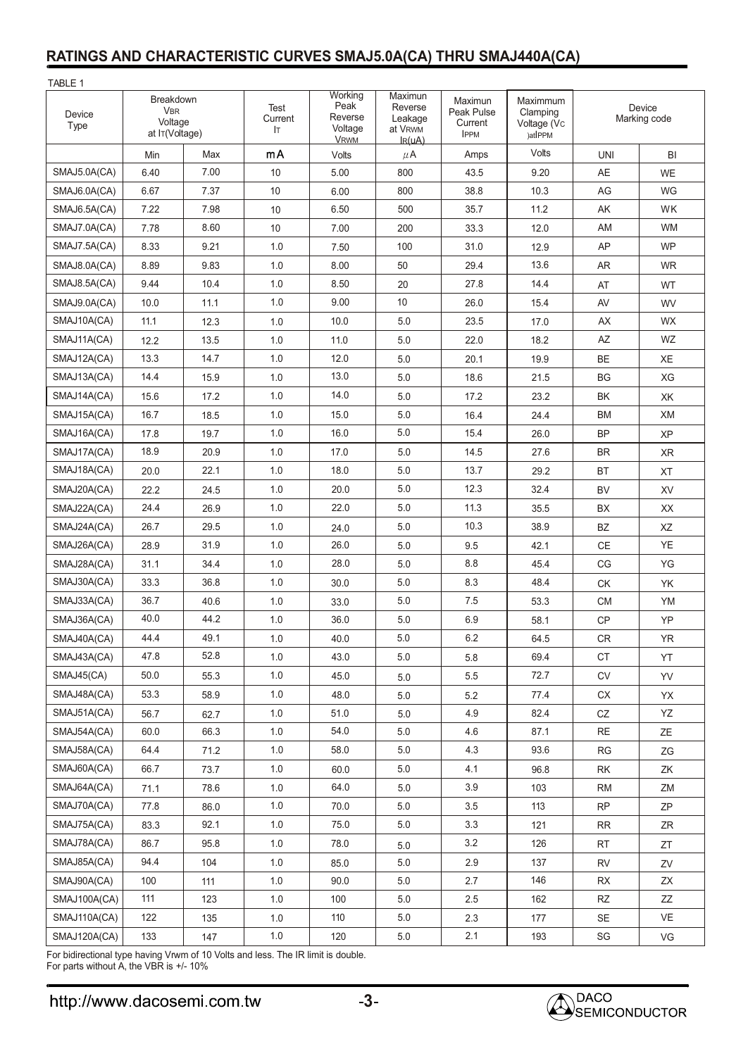## RATINGS AND CHARACTERISTIC CURVES SMAJ5.0A(CA) THRU SMAJ440A(CA)

TABLE 1

| Device Type | Breakdown $V_{BR}$ Voltage at $I_T$(Voltage) | | Test Current $I_T$ | Working Peak Reverse Voltage $V_{RWM}$ | Maximun Reverse Leakage at $V_{RWM}$ $I_R$(uA) | Maximun Peak Pulse Current $I_{PPM}$ | Maximmum Clamping Voltage ($V_C$)at$I_{PPM}$ | Device Marking code | |
|---|---|---|---|---|---|---|---|---|---|
| | Min | Max | mA | Volts | $\mu$A | Amps | Volts | UNI | BI |
| SMAJ5.0A(CA) | 6.40 | 7.00 | 10 | 5.00 | 800 | 43.5 | 9.20 | AE | WE |
| SMAJ6.0A(CA) | 6.67 | 7.37 | 10 | 6.00 | 800 | 38.8 | 10.3 | AG | WG |
| SMAJ6.5A(CA) | 7.22 | 7.98 | 10 | 6.50 | 500 | 35.7 | 11.2 | AK | WK |
| SMAJ7.0A(CA) | 7.78 | 8.60 | 10 | 7.00 | 200 | 33.3 | 12.0 | AM | WM |
| SMAJ7.5A(CA) | 8.33 | 9.21 | 1.0 | 7.50 | 100 | 31.0 | 12.9 | AP | WP |
| SMAJ8.0A(CA) | 8.89 | 9.83 | 1.0 | 8.00 | 50 | 29.4 | 13.6 | AR | WR |
| SMAJ8.5A(CA) | 9.44 | 10.4 | 1.0 | 8.50 | 20 | 27.8 | 14.4 | AT | WT |
| SMAJ9.0A(CA) | 10.0 | 11.1 | 1.0 | 9.00 | 10 | 26.0 | 15.4 | AV | WV |
| SMAJ10A(CA) | 11.1 | 12.3 | 1.0 | 10.0 | 5.0 | 23.5 | 17.0 | AX | WX |
| SMAJ11A(CA) | 12.2 | 13.5 | 1.0 | 11.0 | 5.0 | 22.0 | 18.2 | AZ | WZ |
| SMAJ12A(CA) | 13.3 | 14.7 | 1.0 | 12.0 | 5.0 | 20.1 | 19.9 | BE | XE |
| SMAJ13A(CA) | 14.4 | 15.9 | 1.0 | 13.0 | 5.0 | 18.6 | 21.5 | BG | XG |
| SMAJ14A(CA) | 15.6 | 17.2 | 1.0 | 14.0 | 5.0 | 17.2 | 23.2 | BK | XK |
| SMAJ15A(CA) | 16.7 | 18.5 | 1.0 | 15.0 | 5.0 | 16.4 | 24.4 | BM | XM |
| SMAJ16A(CA) | 17.8 | 19.7 | 1.0 | 16.0 | 5.0 | 15.4 | 26.0 | BP | XP |
| SMAJ17A(CA) | 18.9 | 20.9 | 1.0 | 17.0 | 5.0 | 14.5 | 27.6 | BR | XR |
| SMAJ18A(CA) | 20.0 | 22.1 | 1.0 | 18.0 | 5.0 | 13.7 | 29.2 | BT | XT |
| SMAJ20A(CA) | 22.2 | 24.5 | 1.0 | 20.0 | 5.0 | 12.3 | 32.4 | BV | XV |
| SMAJ22A(CA) | 24.4 | 26.9 | 1.0 | 22.0 | 5.0 | 11.3 | 35.5 | BX | XX |
| SMAJ24A(CA) | 26.7 | 29.5 | 1.0 | 24.0 | 5.0 | 10.3 | 38.9 | BZ | XZ |
| SMAJ26A(CA) | 28.9 | 31.9 | 1.0 | 26.0 | 5.0 | 9.5 | 42.1 | CE | YE |
| SMAJ28A(CA) | 31.1 | 34.4 | 1.0 | 28.0 | 5.0 | 8.8 | 45.4 | CG | YG |
| SMAJ30A(CA) | 33.3 | 36.8 | 1.0 | 30.0 | 5.0 | 8.3 | 48.4 | CK | YK |
| SMAJ33A(CA) | 36.7 | 40.6 | 1.0 | 33.0 | 5.0 | 7.5 | 53.3 | CM | YM |
| SMAJ36A(CA) | 40.0 | 44.2 | 1.0 | 36.0 | 5.0 | 6.9 | 58.1 | CP | YP |
| SMAJ40A(CA) | 44.4 | 49.1 | 1.0 | 40.0 | 5.0 | 6.2 | 64.5 | CR | YR |
| SMAJ43A(CA) | 47.8 | 52.8 | 1.0 | 43.0 | 5.0 | 5.8 | 69.4 | CT | YT |
| SMAJ45(CA) | 50.0 | 55.3 | 1.0 | 45.0 | 5.0 | 5.5 | 72.7 | CV | YV |
| SMAJ48A(CA) | 53.3 | 58.9 | 1.0 | 48.0 | 5.0 | 5.2 | 77.4 | CX | YX |
| SMAJ51A(CA) | 56.7 | 62.7 | 1.0 | 51.0 | 5.0 | 4.9 | 82.4 | CZ | YZ |
| SMAJ54A(CA) | 60.0 | 66.3 | 1.0 | 54.0 | 5.0 | 4.6 | 87.1 | RE | ZE |
| SMAJ58A(CA) | 64.4 | 71.2 | 1.0 | 58.0 | 5.0 | 4.3 | 93.6 | RG | ZG |
| SMAJ60A(CA) | 66.7 | 73.7 | 1.0 | 60.0 | 5.0 | 4.1 | 96.8 | RK | ZK |
| SMAJ64A(CA) | 71.1 | 78.6 | 1.0 | 64.0 | 5.0 | 3.9 | 103 | RM | ZM |
| SMAJ70A(CA) | 77.8 | 86.0 | 1.0 | 70.0 | 5.0 | 3.5 | 113 | RP | ZP |
| SMAJ75A(CA) | 83.3 | 92.1 | 1.0 | 75.0 | 5.0 | 3.3 | 121 | RR | ZR |
| SMAJ78A(CA) | 86.7 | 95.8 | 1.0 | 78.0 | 5.0 | 3.2 | 126 | RT | ZT |
| SMAJ85A(CA) | 94.4 | 104 | 1.0 | 85.0 | 5.0 | 2.9 | 137 | RV | ZV |
| SMAJ90A(CA) | 100 | 111 | 1.0 | 90.0 | 5.0 | 2.7 | 146 | RX | ZX |
| SMAJ100A(CA) | 111 | 123 | 1.0 | 100 | 5.0 | 2.5 | 162 | RZ | ZZ |
| SMAJ110A(CA) | 122 | 135 | 1.0 | 110 | 5.0 | 2.3 | 177 | SE | VE |
| SMAJ120A(CA) | 133 | 147 | 1.0 | 120 | 5.0 | 2.1 | 193 | SG | VG |

For bidirectional type having Vrwm of 10 Volts and less. The IR limit is double.
For parts without A, the VBR is +/- 10%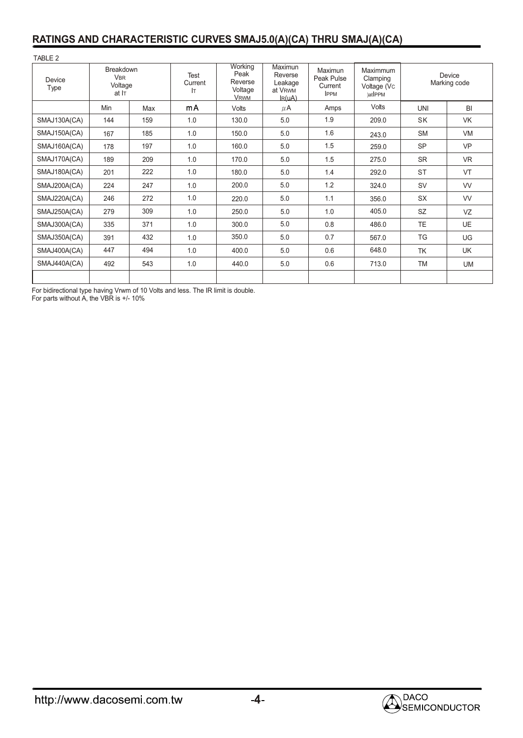## RATINGS AND CHARACTERISTIC CURVES SMAJ5.0(A)(CA) THRU SMAJ(A)(CA)

TABLE 2

| Device Type | Breakdown $V_{BR}$ Voltage at $I_T$ | | Test Current $I_T$ | Working Peak Reverse Voltage $V_{RWM}$ | Maximun Reverse Leakage at $V_{RWM}$ $I_R$(uA) | Maximun Peak Pulse Current $I_{PPM}$ | Maximmum Clamping Voltage ($V_C$ )at$I_{PPM}$ | Device Marking code | |
|---|---|---|---|---|---|---|---|---|---|
| | Min | Max | mA | Volts | μA | Amps | Volts | UNI | BI |
| SMAJ130A(CA) | 144 | 159 | 1.0 | 130.0 | 5.0 | 1.9 | 209.0 | SK | VK |
| SMAJ150A(CA) | 167 | 185 | 1.0 | 150.0 | 5.0 | 1.6 | 243.0 | SM | VM |
| SMAJ160A(CA) | 178 | 197 | 1.0 | 160.0 | 5.0 | 1.5 | 259.0 | SP | VP |
| SMAJ170A(CA) | 189 | 209 | 1.0 | 170.0 | 5.0 | 1.5 | 275.0 | SR | VR |
| SMAJ180A(CA) | 201 | 222 | 1.0 | 180.0 | 5.0 | 1.4 | 292.0 | ST | VT |
| SMAJ200A(CA) | 224 | 247 | 1.0 | 200.0 | 5.0 | 1.2 | 324.0 | SV | VV |
| SMAJ220A(CA) | 246 | 272 | 1.0 | 220.0 | 5.0 | 1.1 | 356.0 | SX | VV |
| SMAJ250A(CA) | 279 | 309 | 1.0 | 250.0 | 5.0 | 1.0 | 405.0 | SZ | VZ |
| SMAJ300A(CA) | 335 | 371 | 1.0 | 300.0 | 5.0 | 0.8 | 486.0 | TE | UE |
| SMAJ350A(CA) | 391 | 432 | 1.0 | 350.0 | 5.0 | 0.7 | 567.0 | TG | UG |
| SMAJ400A(CA) | 447 | 494 | 1.0 | 400.0 | 5.0 | 0.6 | 648.0 | TK | UK |
| SMAJ440A(CA) | 492 | 543 | 1.0 | 440.0 | 5.0 | 0.6 | 713.0 | TM | UM |
| | | | | | | | | | |

For bidirectional type having Vrwm of 10 Volts and less. The IR limit is double.
For parts without A, the VBR is +/- 10%